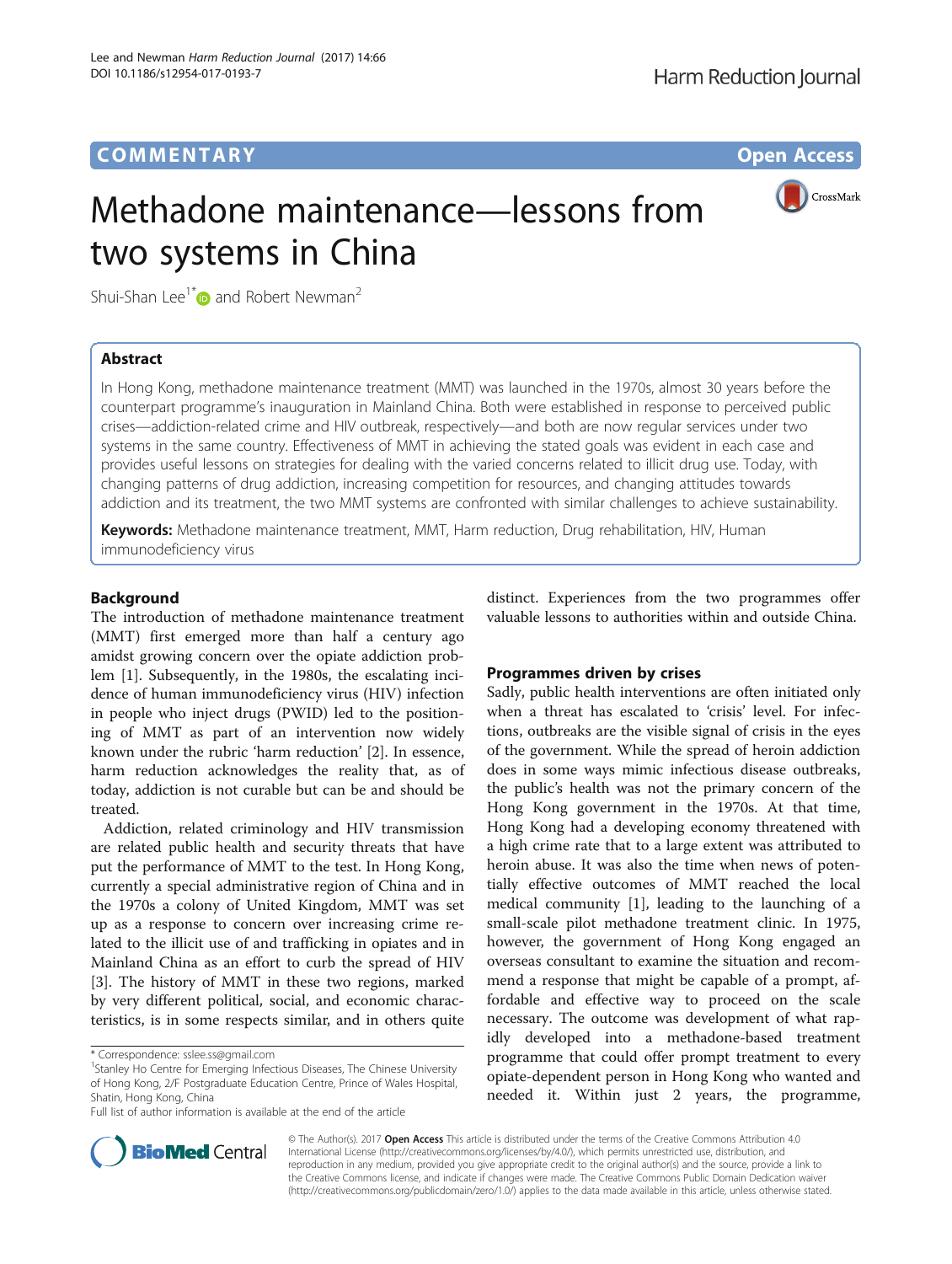COMMENTARY Open Access

# Methadone maintenance—lessons from two systems in China

Shui-Shan Lee[1*] and Robert Newman[2]

## Abstract

In Hong Kong, methadone maintenance treatment (MMT) was launched in the 1970s, almost 30 years before the counterpart programme's inauguration in Mainland China. Both were established in response to perceived public crises—addiction-related crime and HIV outbreak, respectively—and both are now regular services under two systems in the same country. Effectiveness of MMT in achieving the stated goals was evident in each case and provides useful lessons on strategies for dealing with the varied concerns related to illicit drug use. Today, with changing patterns of drug addiction, increasing competition for resources, and changing attitudes towards addiction and its treatment, the two MMT systems are confronted with similar challenges to achieve sustainability.

**Keywords:** Methadone maintenance treatment, MMT, Harm reduction, Drug rehabilitation, HIV, Human immunodeficiency virus

## Background

The introduction of methadone maintenance treatment (MMT) first emerged more than half a century ago amidst growing concern over the opiate addiction problem [1]. Subsequently, in the 1980s, the escalating incidence of human immunodeficiency virus (HIV) infection in people who inject drugs (PWID) led to the positioning of MMT as part of an intervention now widely known under the rubric 'harm reduction' [2]. In essence, harm reduction acknowledges the reality that, as of today, addiction is not curable but can be and should be treated.

Addiction, related criminology and HIV transmission are related public health and security threats that have put the performance of MMT to the test. In Hong Kong, currently a special administrative region of China and in the 1970s a colony of United Kingdom, MMT was set up as a response to concern over increasing crime related to the illicit use of and trafficking in opiates and in Mainland China as an effort to curb the spread of HIV [3]. The history of MMT in these two regions, marked by very different political, social, and economic characteristics, is in some respects similar, and in others quite distinct. Experiences from the two programmes offer valuable lessons to authorities within and outside China.

## Programmes driven by crises

Sadly, public health interventions are often initiated only when a threat has escalated to 'crisis' level. For infections, outbreaks are the visible signal of crisis in the eyes of the government. While the spread of heroin addiction does in some ways mimic infectious disease outbreaks, the public's health was not the primary concern of the Hong Kong government in the 1970s. At that time, Hong Kong had a developing economy threatened with a high crime rate that to a large extent was attributed to heroin abuse. It was also the time when news of potentially effective outcomes of MMT reached the local medical community [1], leading to the launching of a small-scale pilot methadone treatment clinic. In 1975, however, the government of Hong Kong engaged an overseas consultant to examine the situation and recommend a response that might be capable of a prompt, affordable and effective way to proceed on the scale necessary. The outcome was development of what rapidly developed into a methadone-based treatment programme that could offer prompt treatment to every opiate-dependent person in Hong Kong who wanted and needed it. Within just 2 years, the programme,

\* Correspondence: sslee.ss@gmail.com

[1]Stanley Ho Centre for Emerging Infectious Diseases, The Chinese University of Hong Kong, 2/F Postgraduate Education Centre, Prince of Wales Hospital, Shatin, Hong Kong, China

Full list of author information is available at the end of the article

© The Author(s). 2017 **Open Access** This article is distributed under the terms of the Creative Commons Attribution 4.0 International License (http://creativecommons.org/licenses/by/4.0/), which permits unrestricted use, distribution, and reproduction in any medium, provided you give appropriate credit to the original author(s) and the source, provide a link to the Creative Commons license, and indicate if changes were made. The Creative Commons Public Domain Dedication waiver (http://creativecommons.org/publicdomain/zero/1.0/) applies to the data made available in this article, unless otherwise stated.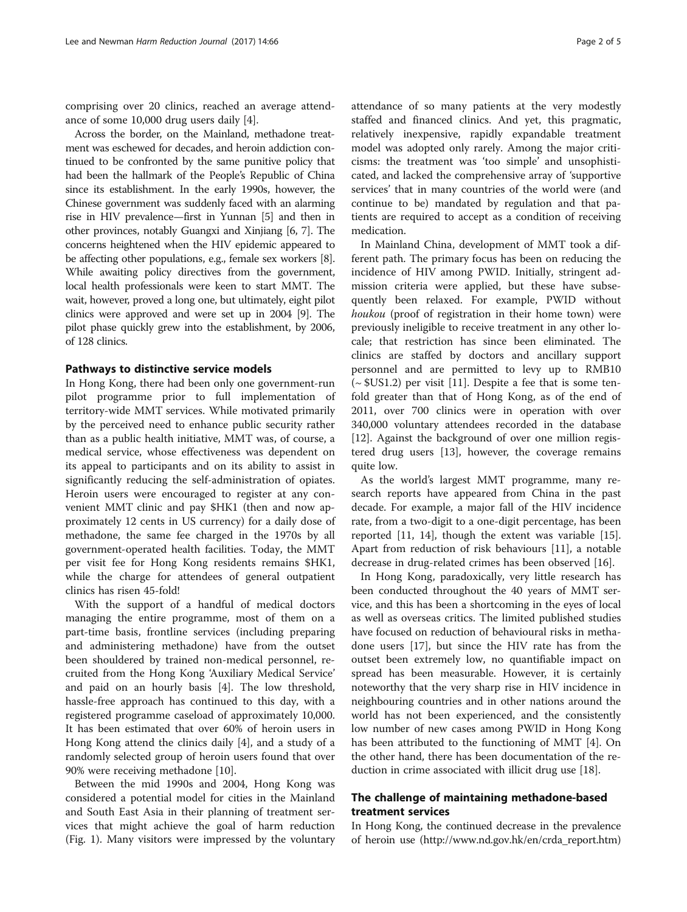comprising over 20 clinics, reached an average attendance of some 10,000 drug users daily [4].

Across the border, on the Mainland, methadone treatment was eschewed for decades, and heroin addiction continued to be confronted by the same punitive policy that had been the hallmark of the People's Republic of China since its establishment. In the early 1990s, however, the Chinese government was suddenly faced with an alarming rise in HIV prevalence—first in Yunnan [5] and then in other provinces, notably Guangxi and Xinjiang [6, 7]. The concerns heightened when the HIV epidemic appeared to be affecting other populations, e.g., female sex workers [8]. While awaiting policy directives from the government, local health professionals were keen to start MMT. The wait, however, proved a long one, but ultimately, eight pilot clinics were approved and were set up in 2004 [9]. The pilot phase quickly grew into the establishment, by 2006, of 128 clinics.

## Pathways to distinctive service models

In Hong Kong, there had been only one government-run pilot programme prior to full implementation of territory-wide MMT services. While motivated primarily by the perceived need to enhance public security rather than as a public health initiative, MMT was, of course, a medical service, whose effectiveness was dependent on its appeal to participants and on its ability to assist in significantly reducing the self-administration of opiates. Heroin users were encouraged to register at any convenient MMT clinic and pay $HK1 (then and now approximately 12 cents in US currency) for a daily dose of methadone, the same fee charged in the 1970s by all government-operated health facilities. Today, the MMT per visit fee for Hong Kong residents remains $HK1, while the charge for attendees of general outpatient clinics has risen 45-fold!

With the support of a handful of medical doctors managing the entire programme, most of them on a part-time basis, frontline services (including preparing and administering methadone) have from the outset been shouldered by trained non-medical personnel, recruited from the Hong Kong 'Auxiliary Medical Service' and paid on an hourly basis [4]. The low threshold, hassle-free approach has continued to this day, with a registered programme caseload of approximately 10,000. It has been estimated that over 60% of heroin users in Hong Kong attend the clinics daily [4], and a study of a randomly selected group of heroin users found that over 90% were receiving methadone [10].

Between the mid 1990s and 2004, Hong Kong was considered a potential model for cities in the Mainland and South East Asia in their planning of treatment services that might achieve the goal of harm reduction (Fig. 1). Many visitors were impressed by the voluntary attendance of so many patients at the very modestly staffed and financed clinics. And yet, this pragmatic, relatively inexpensive, rapidly expandable treatment model was adopted only rarely. Among the major criticisms: the treatment was 'too simple' and unsophisticated, and lacked the comprehensive array of 'supportive services' that in many countries of the world were (and continue to be) mandated by regulation and that patients are required to accept as a condition of receiving medication.

In Mainland China, development of MMT took a different path. The primary focus has been on reducing the incidence of HIV among PWID. Initially, stringent admission criteria were applied, but these have subsequently been relaxed. For example, PWID without *houkou* (proof of registration in their home town) were previously ineligible to receive treatment in any other locale; that restriction has since been eliminated. The clinics are staffed by doctors and ancillary support personnel and are permitted to levy up to RMB10 (~ $US1.2) per visit [11]. Despite a fee that is some tenfold greater than that of Hong Kong, as of the end of 2011, over 700 clinics were in operation with over 340,000 voluntary attendees recorded in the database [12]. Against the background of over one million registered drug users [13], however, the coverage remains quite low.

As the world's largest MMT programme, many research reports have appeared from China in the past decade. For example, a major fall of the HIV incidence rate, from a two-digit to a one-digit percentage, has been reported [11, 14], though the extent was variable [15]. Apart from reduction of risk behaviours [11], a notable decrease in drug-related crimes has been observed [16].

In Hong Kong, paradoxically, very little research has been conducted throughout the 40 years of MMT service, and this has been a shortcoming in the eyes of local as well as overseas critics. The limited published studies have focused on reduction of behavioural risks in methadone users [17], but since the HIV rate has from the outset been extremely low, no quantifiable impact on spread has been measurable. However, it is certainly noteworthy that the very sharp rise in HIV incidence in neighbouring countries and in other nations around the world has not been experienced, and the consistently low number of new cases among PWID in Hong Kong has been attributed to the functioning of MMT [4]. On the other hand, there has been documentation of the reduction in crime associated with illicit drug use [18].

## The challenge of maintaining methadone-based treatment services

In Hong Kong, the continued decrease in the prevalence of heroin use (http://www.nd.gov.hk/en/crda_report.htm)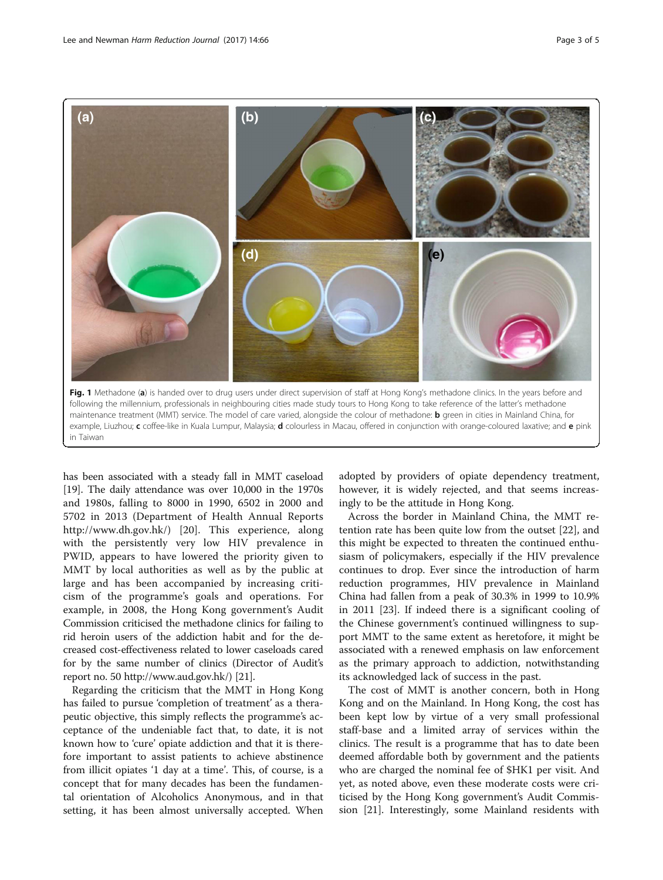Fig. 1 Methadone (**a**) is handed over to drug users under direct supervision of staff at Hong Kong's methadone clinics. In the years before and following the millennium, professionals in neighbouring cities made study tours to Hong Kong to take reference of the latter's methadone maintenance treatment (MMT) service. The model of care varied, alongside the colour of methadone: **b** green in cities in Mainland China, for example, Liuzhou; **c** coffee-like in Kuala Lumpur, Malaysia; **d** colourless in Macau, offered in conjunction with orange-coloured laxative; and **e** pink in Taiwan

has been associated with a steady fall in MMT caseload [19]. The daily attendance was over 10,000 in the 1970s and 1980s, falling to 8000 in 1990, 6502 in 2000 and 5702 in 2013 (Department of Health Annual Reports http://www.dh.gov.hk/) [20]. This experience, along with the persistently very low HIV prevalence in PWID, appears to have lowered the priority given to MMT by local authorities as well as by the public at large and has been accompanied by increasing criticism of the programme's goals and operations. For example, in 2008, the Hong Kong government's Audit Commission criticised the methadone clinics for failing to rid heroin users of the addiction habit and for the decreased cost-effectiveness related to lower caseloads cared for by the same number of clinics (Director of Audit's report no. 50 http://www.aud.gov.hk/) [21].

Regarding the criticism that the MMT in Hong Kong has failed to pursue 'completion of treatment' as a therapeutic objective, this simply reflects the programme's acceptance of the undeniable fact that, to date, it is not known how to 'cure' opiate addiction and that it is therefore important to assist patients to achieve abstinence from illicit opiates '1 day at a time'. This, of course, is a concept that for many decades has been the fundamental orientation of Alcoholics Anonymous, and in that setting, it has been almost universally accepted. When adopted by providers of opiate dependency treatment, however, it is widely rejected, and that seems increasingly to be the attitude in Hong Kong.

Across the border in Mainland China, the MMT retention rate has been quite low from the outset [22], and this might be expected to threaten the continued enthusiasm of policymakers, especially if the HIV prevalence continues to drop. Ever since the introduction of harm reduction programmes, HIV prevalence in Mainland China had fallen from a peak of 30.3% in 1999 to 10.9% in 2011 [23]. If indeed there is a significant cooling of the Chinese government's continued willingness to support MMT to the same extent as heretofore, it might be associated with a renewed emphasis on law enforcement as the primary approach to addiction, notwithstanding its acknowledged lack of success in the past.

The cost of MMT is another concern, both in Hong Kong and on the Mainland. In Hong Kong, the cost has been kept low by virtue of a very small professional staff-base and a limited array of services within the clinics. The result is a programme that has to date been deemed affordable both by government and the patients who are charged the nominal fee of $HK1 per visit. And yet, as noted above, even these moderate costs were criticised by the Hong Kong government's Audit Commission [21]. Interestingly, some Mainland residents with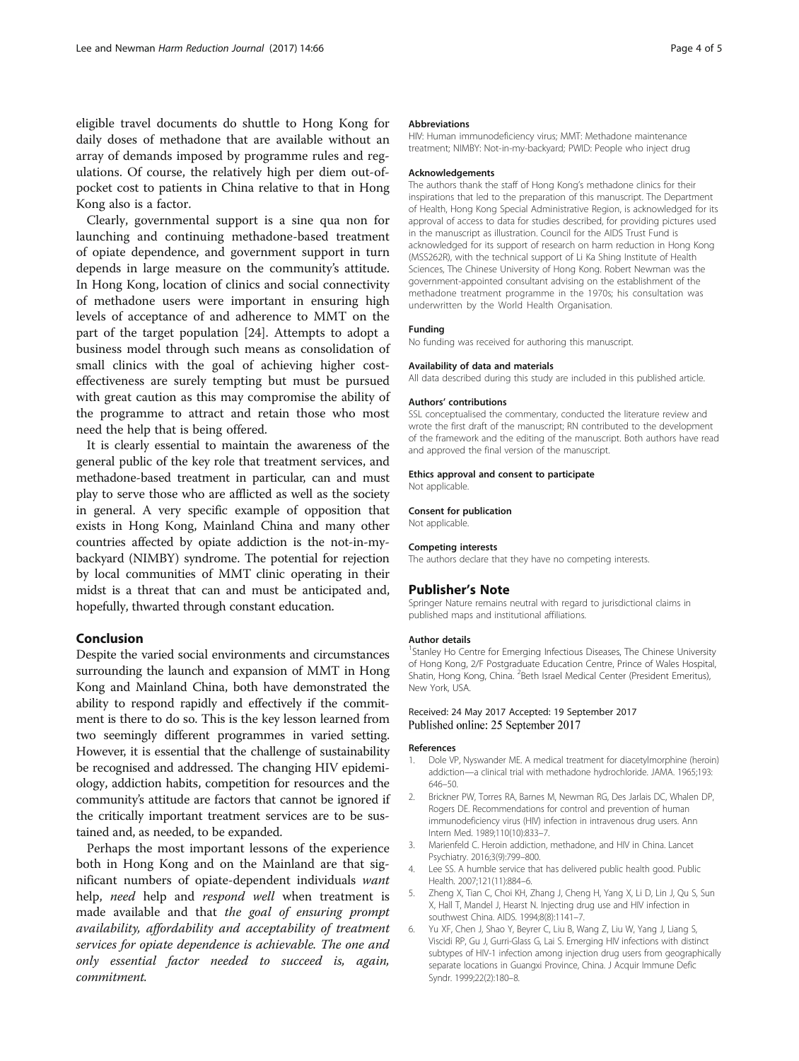eligible travel documents do shuttle to Hong Kong for daily doses of methadone that are available without an array of demands imposed by programme rules and regulations. Of course, the relatively high per diem out-of-pocket cost to patients in China relative to that in Hong Kong also is a factor.

Clearly, governmental support is a sine qua non for launching and continuing methadone-based treatment of opiate dependence, and government support in turn depends in large measure on the community's attitude. In Hong Kong, location of clinics and social connectivity of methadone users were important in ensuring high levels of acceptance of and adherence to MMT on the part of the target population [24]. Attempts to adopt a business model through such means as consolidation of small clinics with the goal of achieving higher cost-effectiveness are surely tempting but must be pursued with great caution as this may compromise the ability of the programme to attract and retain those who most need the help that is being offered.

It is clearly essential to maintain the awareness of the general public of the key role that treatment services, and methadone-based treatment in particular, can and must play to serve those who are afflicted as well as the society in general. A very specific example of opposition that exists in Hong Kong, Mainland China and many other countries affected by opiate addiction is the not-in-my-backyard (NIMBY) syndrome. The potential for rejection by local communities of MMT clinic operating in their midst is a threat that can and must be anticipated and, hopefully, thwarted through constant education.

## Conclusion

Despite the varied social environments and circumstances surrounding the launch and expansion of MMT in Hong Kong and Mainland China, both have demonstrated the ability to respond rapidly and effectively if the commitment is there to do so. This is the key lesson learned from two seemingly different programmes in varied setting. However, it is essential that the challenge of sustainability be recognised and addressed. The changing HIV epidemiology, addiction habits, competition for resources and the community's attitude are factors that cannot be ignored if the critically important treatment services are to be sustained and, as needed, to be expanded.

Perhaps the most important lessons of the experience both in Hong Kong and on the Mainland are that significant numbers of opiate-dependent individuals *want* help, *need* help and *respond well* when treatment is made available and that *the goal of ensuring prompt availability, affordability and acceptability of treatment services for opiate dependence is achievable. The one and only essential factor needed to succeed is, again, commitment.*

#### Abbreviations

HIV: Human immunodeficiency virus; MMT: Methadone maintenance treatment; NIMBY: Not-in-my-backyard; PWID: People who inject drug

#### Acknowledgements

The authors thank the staff of Hong Kong's methadone clinics for their inspirations that led to the preparation of this manuscript. The Department of Health, Hong Kong Special Administrative Region, is acknowledged for its approval of access to data for studies described, for providing pictures used in the manuscript as illustration. Council for the AIDS Trust Fund is acknowledged for its support of research on harm reduction in Hong Kong (MSS262R), with the technical support of Li Ka Shing Institute of Health Sciences, The Chinese University of Hong Kong. Robert Newman was the government-appointed consultant advising on the establishment of the methadone treatment programme in the 1970s; his consultation was underwritten by the World Health Organisation.

#### Funding

No funding was received for authoring this manuscript.

#### Availability of data and materials

All data described during this study are included in this published article.

#### Authors' contributions

SSL conceptualised the commentary, conducted the literature review and wrote the first draft of the manuscript; RN contributed to the development of the framework and the editing of the manuscript. Both authors have read and approved the final version of the manuscript.

#### Ethics approval and consent to participate

Not applicable.

#### Consent for publication

Not applicable.

#### Competing interests

The authors declare that they have no competing interests.

### Publisher's Note

Springer Nature remains neutral with regard to jurisdictional claims in published maps and institutional affiliations.

#### Author details

[1]Stanley Ho Centre for Emerging Infectious Diseases, The Chinese University of Hong Kong, 2/F Postgraduate Education Centre, Prince of Wales Hospital, Shatin, Hong Kong, China. [2]Beth Israel Medical Center (President Emeritus), New York, USA.

Received: 24 May 2017 Accepted: 19 September 2017
Published online: 25 September 2017

#### References

1. Dole VP, Nyswander ME. A medical treatment for diacetylmorphine (heroin) addiction—a clinical trial with methadone hydrochloride. JAMA. 1965;193:646–50.
2. Brickner PW, Torres RA, Barnes M, Newman RG, Des Jarlais DC, Whalen DP, Rogers DE. Recommendations for control and prevention of human immunodeficiency virus (HIV) infection in intravenous drug users. Ann Intern Med. 1989;110(10):833–7.
3. Marienfeld C. Heroin addiction, methadone, and HIV in China. Lancet Psychiatry. 2016;3(9):799–800.
4. Lee SS. A humble service that has delivered public health good. Public Health. 2007;121(11):884–6.
5. Zheng X, Tian C, Choi KH, Zhang J, Cheng H, Yang X, Li D, Lin J, Qu S, Sun X, Hall T, Mandel J, Hearst N. Injecting drug use and HIV infection in southwest China. AIDS. 1994;8(8):1141–7.
6. Yu XF, Chen J, Shao Y, Beyrer C, Liu B, Wang Z, Liu W, Yang J, Liang S, Viscidi RP, Gu J, Gurri-Glass G, Lai S. Emerging HIV infections with distinct subtypes of HIV-1 infection among injection drug users from geographically separate locations in Guangxi Province, China. J Acquir Immune Defic Syndr. 1999;22(2):180–8.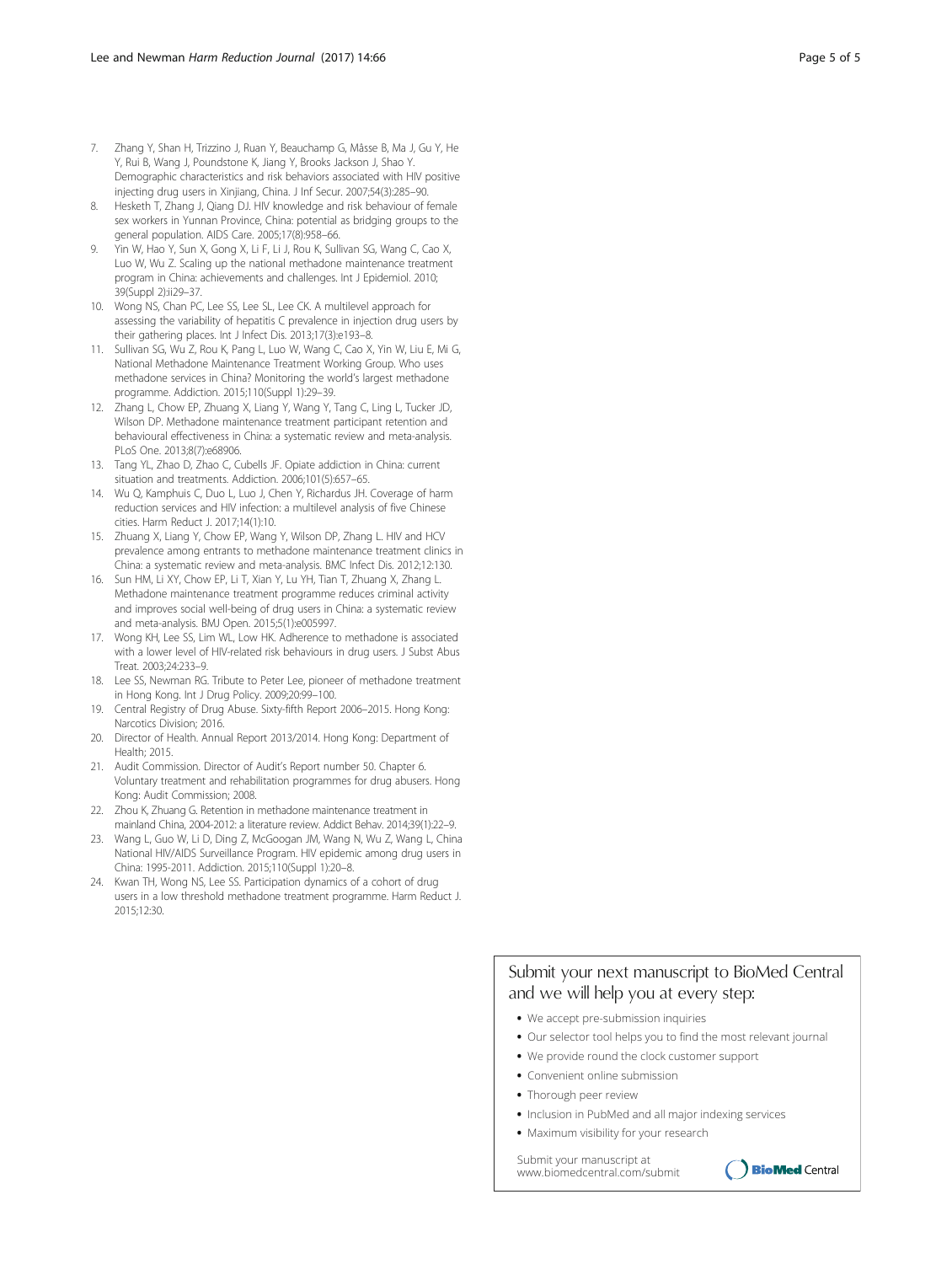7. Zhang Y, Shan H, Trizzino J, Ruan Y, Beauchamp G, Mâsse B, Ma J, Gu Y, He Y, Rui B, Wang J, Poundstone K, Jiang Y, Brooks Jackson J, Shao Y. Demographic characteristics and risk behaviors associated with HIV positive injecting drug users in Xinjiang, China. J Inf Secur. 2007;54(3):285–90.
8. Hesketh T, Zhang J, Qiang DJ. HIV knowledge and risk behaviour of female sex workers in Yunnan Province, China: potential as bridging groups to the general population. AIDS Care. 2005;17(8):958–66.
9. Yin W, Hao Y, Sun X, Gong X, Li F, Li J, Rou K, Sullivan SG, Wang C, Cao X, Luo W, Wu Z. Scaling up the national methadone maintenance treatment program in China: achievements and challenges. Int J Epidemiol. 2010; 39(Suppl 2):ii29–37.
10. Wong NS, Chan PC, Lee SS, Lee SL, Lee CK. A multilevel approach for assessing the variability of hepatitis C prevalence in injection drug users by their gathering places. Int J Infect Dis. 2013;17(3):e193–8.
11. Sullivan SG, Wu Z, Rou K, Pang L, Luo W, Wang C, Cao X, Yin W, Liu E, Mi G, National Methadone Maintenance Treatment Working Group. Who uses methadone services in China? Monitoring the world's largest methadone programme. Addiction. 2015;110(Suppl 1):29–39.
12. Zhang L, Chow EP, Zhuang X, Liang Y, Wang Y, Tang C, Ling L, Tucker JD, Wilson DP. Methadone maintenance treatment participant retention and behavioural effectiveness in China: a systematic review and meta-analysis. PLoS One. 2013;8(7):e68906.
13. Tang YL, Zhao D, Zhao C, Cubells JF. Opiate addiction in China: current situation and treatments. Addiction. 2006;101(5):657–65.
14. Wu Q, Kamphuis C, Duo L, Luo J, Chen Y, Richardus JH. Coverage of harm reduction services and HIV infection: a multilevel analysis of five Chinese cities. Harm Reduct J. 2017;14(1):10.
15. Zhuang X, Liang Y, Chow EP, Wang Y, Wilson DP, Zhang L. HIV and HCV prevalence among entrants to methadone maintenance treatment clinics in China: a systematic review and meta-analysis. BMC Infect Dis. 2012;12:130.
16. Sun HM, Li XY, Chow EP, Li T, Xian Y, Lu YH, Tian T, Zhuang X, Zhang L. Methadone maintenance treatment programme reduces criminal activity and improves social well-being of drug users in China: a systematic review and meta-analysis. BMJ Open. 2015;5(1):e005997.
17. Wong KH, Lee SS, Lim WL, Low HK. Adherence to methadone is associated with a lower level of HIV-related risk behaviours in drug users. J Subst Abus Treat. 2003;24:233–9.
18. Lee SS, Newman RG. Tribute to Peter Lee, pioneer of methadone treatment in Hong Kong. Int J Drug Policy. 2009;20:99–100.
19. Central Registry of Drug Abuse. Sixty-fifth Report 2006–2015. Hong Kong: Narcotics Division; 2016.
20. Director of Health. Annual Report 2013/2014. Hong Kong: Department of Health; 2015.
21. Audit Commission. Director of Audit's Report number 50. Chapter 6. Voluntary treatment and rehabilitation programmes for drug abusers. Hong Kong: Audit Commission; 2008.
22. Zhou K, Zhuang G. Retention in methadone maintenance treatment in mainland China, 2004-2012: a literature review. Addict Behav. 2014;39(1):22–9.
23. Wang L, Guo W, Li D, Ding Z, McGoogan JM, Wang N, Wu Z, Wang L, China National HIV/AIDS Surveillance Program. HIV epidemic among drug users in China: 1995-2011. Addiction. 2015;110(Suppl 1):20–8.
24. Kwan TH, Wong NS, Lee SS. Participation dynamics of a cohort of drug users in a low threshold methadone treatment programme. Harm Reduct J. 2015;12:30.

Submit your next manuscript to BioMed Central and we will help you at every step:

- We accept pre-submission inquiries
- Our selector tool helps you to find the most relevant journal
- We provide round the clock customer support
- Convenient online submission
- Thorough peer review
- Inclusion in PubMed and all major indexing services
- Maximum visibility for your research

Submit your manuscript at
www.biomedcentral.com/submit

BioMed Central